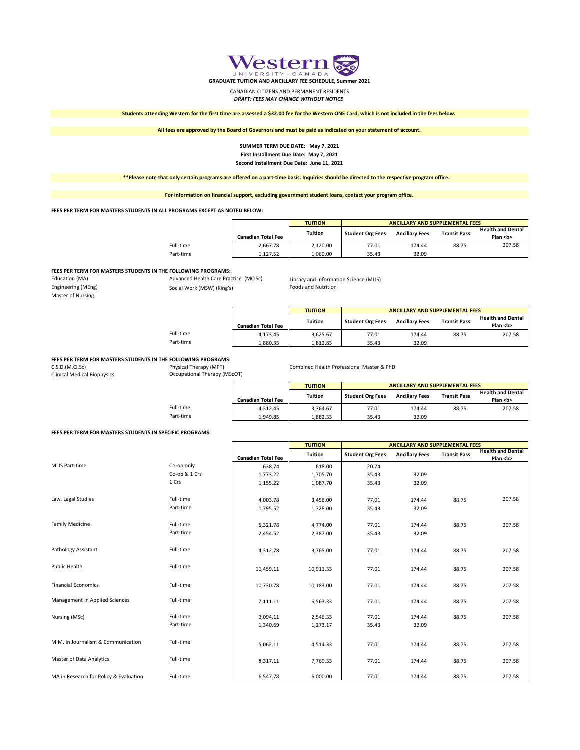# Western University · Canada

**GRADUATE TUITION AND ANCILLARY FEE SCHEDULE, Summer 2021**

CANADIAN CITIZENS AND PERMANENT RESIDENTS

***DRAFT: FEES MAY CHANGE WITHOUT NOTICE***

**Students attending Western for the first time are assessed a $32.00 fee for the Western ONE Card, which is not included in the fees below.**

**All fees are approved by the Board of Governors and must be paid as indicated on your statement of account.**

**SUMMER TERM DUE DATE: May 7, 2021**
**First Installment Due Date: May 7, 2021**
**Second Installment Due Date: June 11, 2021**

**\*\*Please note that only certain programs are offered on a part-time basis. Inquiries should be directed to the respective program office.**

**For information on financial support, excluding government student loans, contact your program office.**

**FEES PER TERM FOR MASTERS STUDENTS IN ALL PROGRAMS EXCEPT AS NOTED BELOW:**

| | | TUITION | ANCILLARY AND SUPPLEMENTAL FEES | | | |
|---|---|---|---|---|---|---|
| | Canadian Total Fee | Tuition | Student Org Fees | Ancillary Fees | Transit Pass | Health and Dental Plan <b> |
| Full-time | 2,667.78 | 2,120.00 | 77.01 | 174.44 | 88.75 | 207.58 |
| Part-time | 1,127.52 | 1,060.00 | 35.43 | 32.09 | | |

**FEES PER TERM FOR MASTERS STUDENTS IN THE FOLLOWING PROGRAMS:**

Education (MA)
Engineering (MEng)
Master of Nursing
Advanced Health Care Practice (MCISc)
Social Work (MSW) (King's)
Library and Information Science (MLIS)
Foods and Nutrition

| | | TUITION | ANCILLARY AND SUPPLEMENTAL FEES | | | |
|---|---|---|---|---|---|---|
| | Canadian Total Fee | Tuition | Student Org Fees | Ancillary Fees | Transit Pass | Health and Dental Plan <b> |
| Full-time | 4,173.45 | 3,625.67 | 77.01 | 174.44 | 88.75 | 207.58 |
| Part-time | 1,880.35 | 1,812.83 | 35.43 | 32.09 | | |

**FEES PER TERM FOR MASTERS STUDENTS IN THE FOLLOWING PROGRAMS:**

C.S.D.(M.Cl.Sc)
Clinical Medical Biophysics
Physical Therapy (MPT)
Occupational Therapy (MScOT)
Combined Health Professional Master & PhD

| | | TUITION | ANCILLARY AND SUPPLEMENTAL FEES | | | |
|---|---|---|---|---|---|---|
| | Canadian Total Fee | Tuition | Student Org Fees | Ancillary Fees | Transit Pass | Health and Dental Plan <b> |
| Full-time | 4,312.45 | 3,764.67 | 77.01 | 174.44 | 88.75 | 207.58 |
| Part-time | 1,949.85 | 1,882.33 | 35.43 | 32.09 | | |

**FEES PER TERM FOR MASTERS STUDENTS IN SPECIFIC PROGRAMS:**

| | | | TUITION | ANCILLARY AND SUPPLEMENTAL FEES | | | |
|---|---|---|---|---|---|---|---|
| | | Canadian Total Fee | Tuition | Student Org Fees | Ancillary Fees | Transit Pass | Health and Dental Plan <b> |
| MLIS Part-time | Co-op only | 638.74 | 618.00 | 20.74 | | | |
| | Co-op & 1 Crs | 1,773.22 | 1,705.70 | 35.43 | 32.09 | | |
| | 1 Crs | 1,155.22 | 1,087.70 | 35.43 | 32.09 | | |
| Law, Legal Studies | Full-time | 4,003.78 | 3,456.00 | 77.01 | 174.44 | 88.75 | 207.58 |
| | Part-time | 1,795.52 | 1,728.00 | 35.43 | 32.09 | | |
| Family Medicine | Full-time | 5,321.78 | 4,774.00 | 77.01 | 174.44 | 88.75 | 207.58 |
| | Part-time | 2,454.52 | 2,387.00 | 35.43 | 32.09 | | |
| Pathology Assistant | Full-time | 4,312.78 | 3,765.00 | 77.01 | 174.44 | 88.75 | 207.58 |
| Public Health | Full-time | 11,459.11 | 10,911.33 | 77.01 | 174.44 | 88.75 | 207.58 |
| Financial Economics | Full-time | 10,730.78 | 10,183.00 | 77.01 | 174.44 | 88.75 | 207.58 |
| Management in Applied Sciences | Full-time | 7,111.11 | 6,563.33 | 77.01 | 174.44 | 88.75 | 207.58 |
| Nursing (MSc) | Full-time | 3,094.11 | 2,546.33 | 77.01 | 174.44 | 88.75 | 207.58 |
| | Part-time | 1,340.69 | 1,273.17 | 35.43 | 32.09 | | |
| M.M. in Journalism & Communication | Full-time | 5,062.11 | 4,514.33 | 77.01 | 174.44 | 88.75 | 207.58 |
| Master of Data Analytics | Full-time | 8,317.11 | 7,769.33 | 77.01 | 174.44 | 88.75 | 207.58 |
| MA in Research for Policy & Evaluation | Full-time | 6,547.78 | 6,000.00 | 77.01 | 174.44 | 88.75 | 207.58 |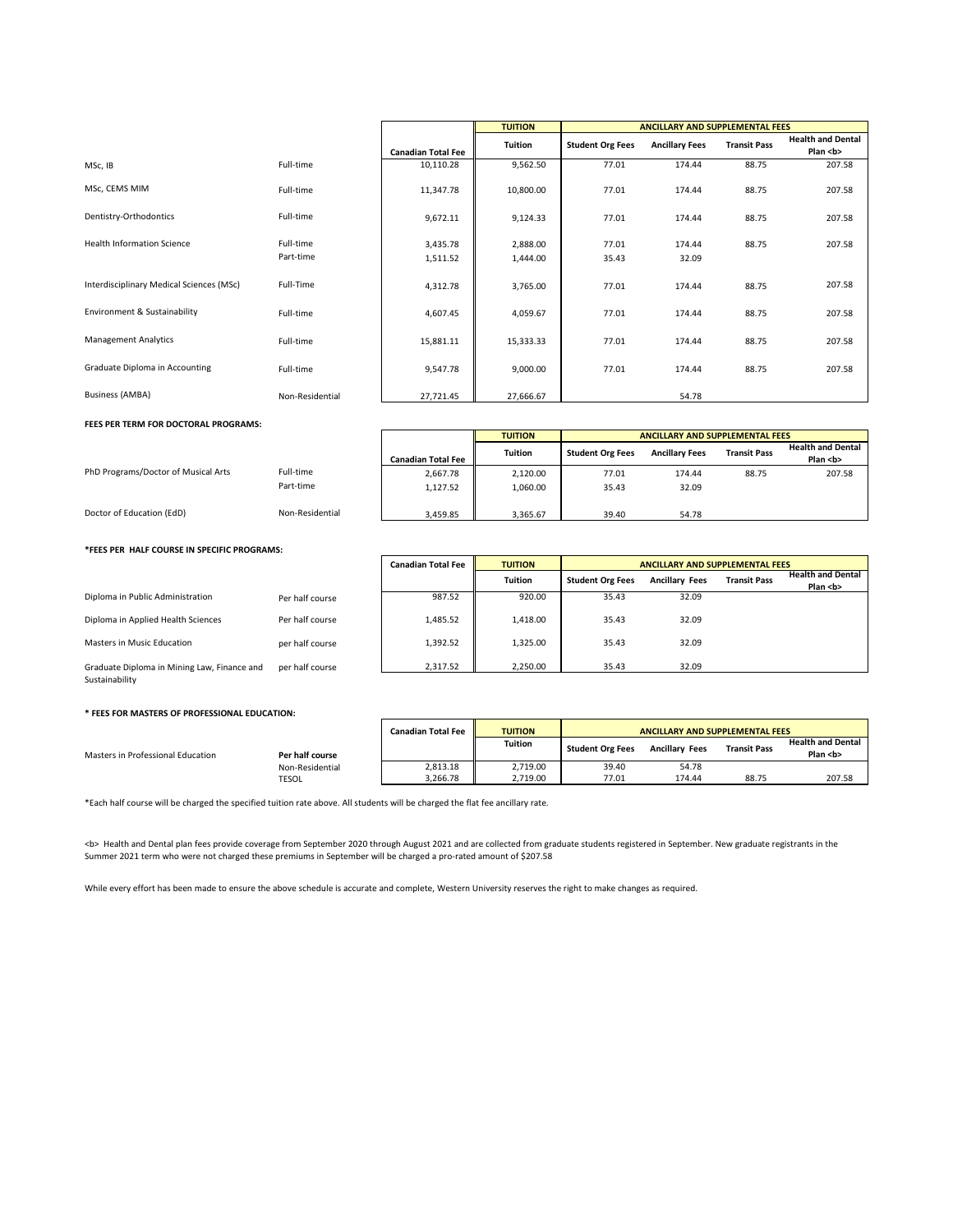| | | | TUITION | ANCILLARY AND SUPPLEMENTAL FEES | | | |
|---|---|---|---|---|---|---|---|
| | | Canadian Total Fee | Tuition | Student Org Fees | Ancillary Fees | Transit Pass | Health and Dental Plan <b> |
| MSc, IB | Full-time | 10,110.28 | 9,562.50 | 77.01 | 174.44 | 88.75 | 207.58 |
| MSc, CEMS MIM | Full-time | 11,347.78 | 10,800.00 | 77.01 | 174.44 | 88.75 | 207.58 |
| Dentistry-Orthodontics | Full-time | 9,672.11 | 9,124.33 | 77.01 | 174.44 | 88.75 | 207.58 |
| Health Information Science | Full-time | 3,435.78 | 2,888.00 | 77.01 | 174.44 | 88.75 | 207.58 |
| | Part-time | 1,511.52 | 1,444.00 | 35.43 | 32.09 | | |
| Interdisciplinary Medical Sciences (MSc) | Full-Time | 4,312.78 | 3,765.00 | 77.01 | 174.44 | 88.75 | 207.58 |
| Environment & Sustainability | Full-time | 4,607.45 | 4,059.67 | 77.01 | 174.44 | 88.75 | 207.58 |
| Management Analytics | Full-time | 15,881.11 | 15,333.33 | 77.01 | 174.44 | 88.75 | 207.58 |
| Graduate Diploma in Accounting | Full-time | 9,547.78 | 9,000.00 | 77.01 | 174.44 | 88.75 | 207.58 |
| Business (AMBA) | Non-Residential | 27,721.45 | 27,666.67 | | 54.78 | | |

**FEES PER TERM FOR DOCTORAL PROGRAMS:**

| | | | TUITION | ANCILLARY AND SUPPLEMENTAL FEES | | | |
|---|---|---|---|---|---|---|---|
| | | Canadian Total Fee | Tuition | Student Org Fees | Ancillary Fees | Transit Pass | Health and Dental Plan <b> |
| PhD Programs/Doctor of Musical Arts | Full-time | 2,667.78 | 2,120.00 | 77.01 | 174.44 | 88.75 | 207.58 |
| | Part-time | 1,127.52 | 1,060.00 | 35.43 | 32.09 | | |
| Doctor of Education (EdD) | Non-Residential | 3,459.85 | 3,365.67 | 39.40 | 54.78 | | |

**\*FEES PER HALF COURSE IN SPECIFIC PROGRAMS:**

| | | Canadian Total Fee | TUITION | ANCILLARY AND SUPPLEMENTAL FEES | | | |
|---|---|---|---|---|---|---|---|
| | | | Tuition | Student Org Fees | Ancillary Fees | Transit Pass | Health and Dental Plan <b> |
| Diploma in Public Administration | Per half course | 987.52 | 920.00 | 35.43 | 32.09 | | |
| Diploma in Applied Health Sciences | Per half course | 1,485.52 | 1,418.00 | 35.43 | 32.09 | | |
| Masters in Music Education | per half course | 1,392.52 | 1,325.00 | 35.43 | 32.09 | | |
| Graduate Diploma in Mining Law, Finance and Sustainability | per half course | 2,317.52 | 2,250.00 | 35.43 | 32.09 | | |

**\* FEES FOR MASTERS OF PROFESSIONAL EDUCATION:**

| | | Canadian Total Fee | TUITION | ANCILLARY AND SUPPLEMENTAL FEES | | | |
|---|---|---|---|---|---|---|---|
| Masters in Professional Education | **Per half course** | | Tuition | Student Org Fees | Ancillary Fees | Transit Pass | Health and Dental Plan <b> |
| | Non-Residential | 2,813.18 | 2,719.00 | 39.40 | 54.78 | | |
| | TESOL | 3,266.78 | 2,719.00 | 77.01 | 174.44 | 88.75 | 207.58 |

*Each half course will be charged the specified tuition rate above. All students will be charged the flat fee ancillary rate.

<b> Health and Dental plan fees provide coverage from September 2020 through August 2021 and are collected from graduate students registered in September. New graduate registrants in the Summer 2021 term who were not charged these premiums in September will be charged a pro-rated amount of $207.58

While every effort has been made to ensure the above schedule is accurate and complete, Western University reserves the right to make changes as required.